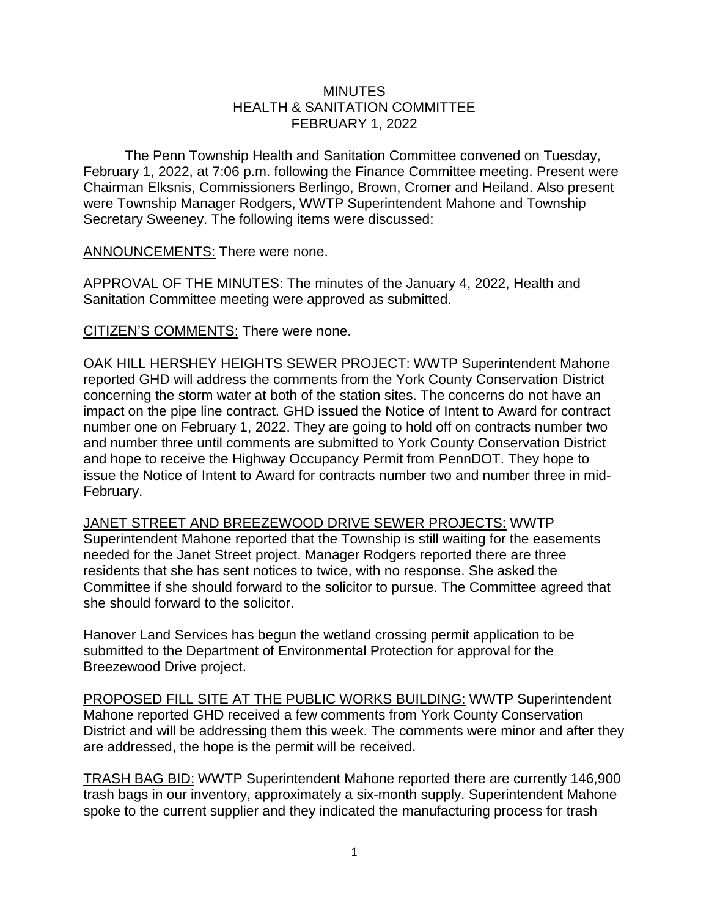# MINUTES
## HEALTH & SANITATION COMMITTEE
## FEBRUARY 1, 2022

The Penn Township Health and Sanitation Committee convened on Tuesday, February 1, 2022, at 7:06 p.m. following the Finance Committee meeting. Present were Chairman Elksnis, Commissioners Berlingo, Brown, Cromer and Heiland. Also present were Township Manager Rodgers, WWTP Superintendent Mahone and Township Secretary Sweeney. The following items were discussed:

ANNOUNCEMENTS: There were none.

APPROVAL OF THE MINUTES: The minutes of the January 4, 2022, Health and Sanitation Committee meeting were approved as submitted.

CITIZEN'S COMMENTS: There were none.

OAK HILL HERSHEY HEIGHTS SEWER PROJECT: WWTP Superintendent Mahone reported GHD will address the comments from the York County Conservation District concerning the storm water at both of the station sites. The concerns do not have an impact on the pipe line contract. GHD issued the Notice of Intent to Award for contract number one on February 1, 2022. They are going to hold off on contracts number two and number three until comments are submitted to York County Conservation District and hope to receive the Highway Occupancy Permit from PennDOT. They hope to issue the Notice of Intent to Award for contracts number two and number three in mid-February.

JANET STREET AND BREEZEWOOD DRIVE SEWER PROJECTS: WWTP Superintendent Mahone reported that the Township is still waiting for the easements needed for the Janet Street project. Manager Rodgers reported there are three residents that she has sent notices to twice, with no response. She asked the Committee if she should forward to the solicitor to pursue. The Committee agreed that she should forward to the solicitor.

Hanover Land Services has begun the wetland crossing permit application to be submitted to the Department of Environmental Protection for approval for the Breezewood Drive project.

PROPOSED FILL SITE AT THE PUBLIC WORKS BUILDING: WWTP Superintendent Mahone reported GHD received a few comments from York County Conservation District and will be addressing them this week. The comments were minor and after they are addressed, the hope is the permit will be received.

TRASH BAG BID: WWTP Superintendent Mahone reported there are currently 146,900 trash bags in our inventory, approximately a six-month supply. Superintendent Mahone spoke to the current supplier and they indicated the manufacturing process for trash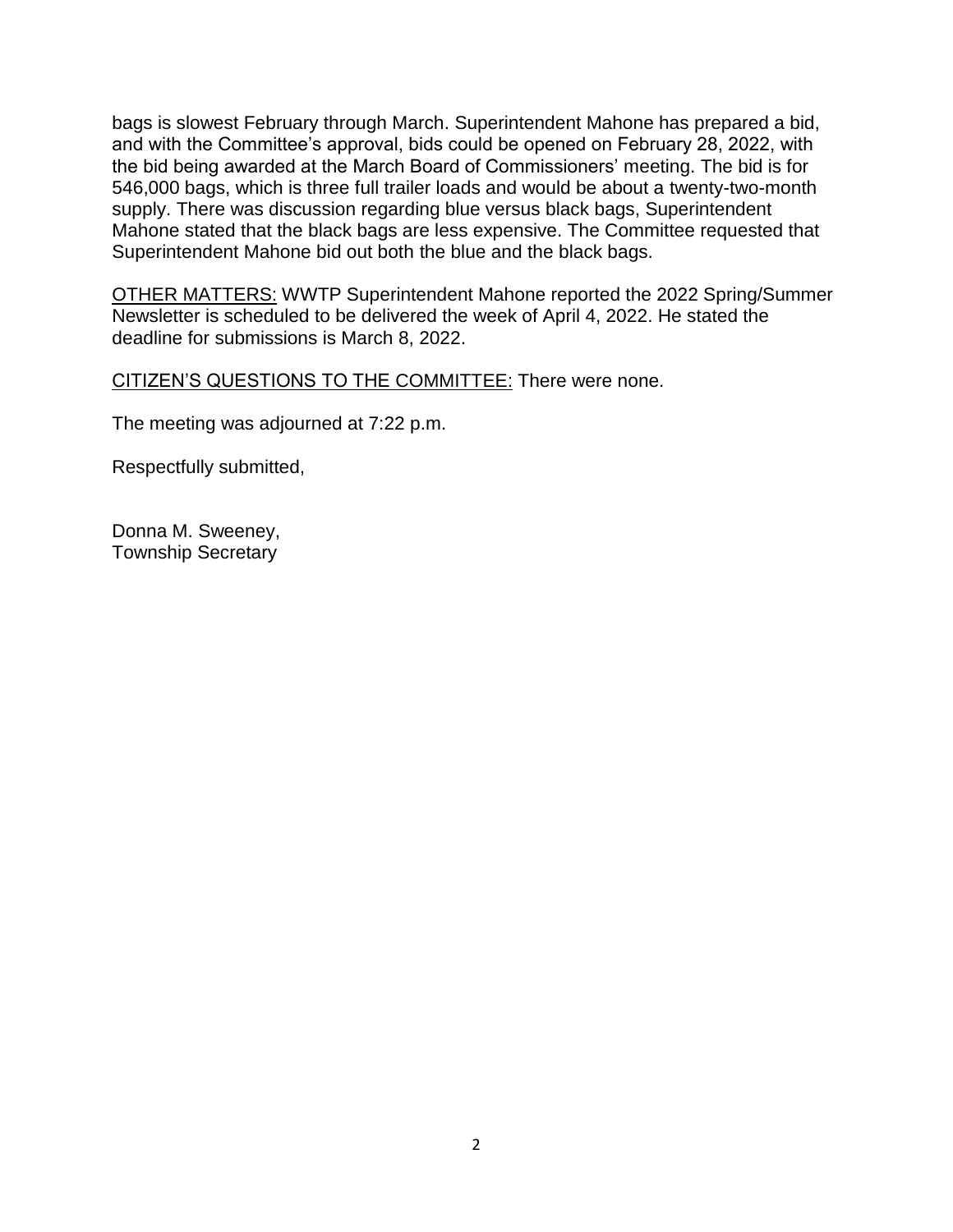bags is slowest February through March. Superintendent Mahone has prepared a bid, and with the Committee's approval, bids could be opened on February 28, 2022, with the bid being awarded at the March Board of Commissioners' meeting. The bid is for 546,000 bags, which is three full trailer loads and would be about a twenty-two-month supply. There was discussion regarding blue versus black bags, Superintendent Mahone stated that the black bags are less expensive. The Committee requested that Superintendent Mahone bid out both the blue and the black bags.

<u>OTHER MATTERS:</u> WWTP Superintendent Mahone reported the 2022 Spring/Summer Newsletter is scheduled to be delivered the week of April 4, 2022. He stated the deadline for submissions is March 8, 2022.

<u>CITIZEN'S QUESTIONS TO THE COMMITTEE:</u> There were none.

The meeting was adjourned at 7:22 p.m.

Respectfully submitted,

Donna M. Sweeney,
Township Secretary